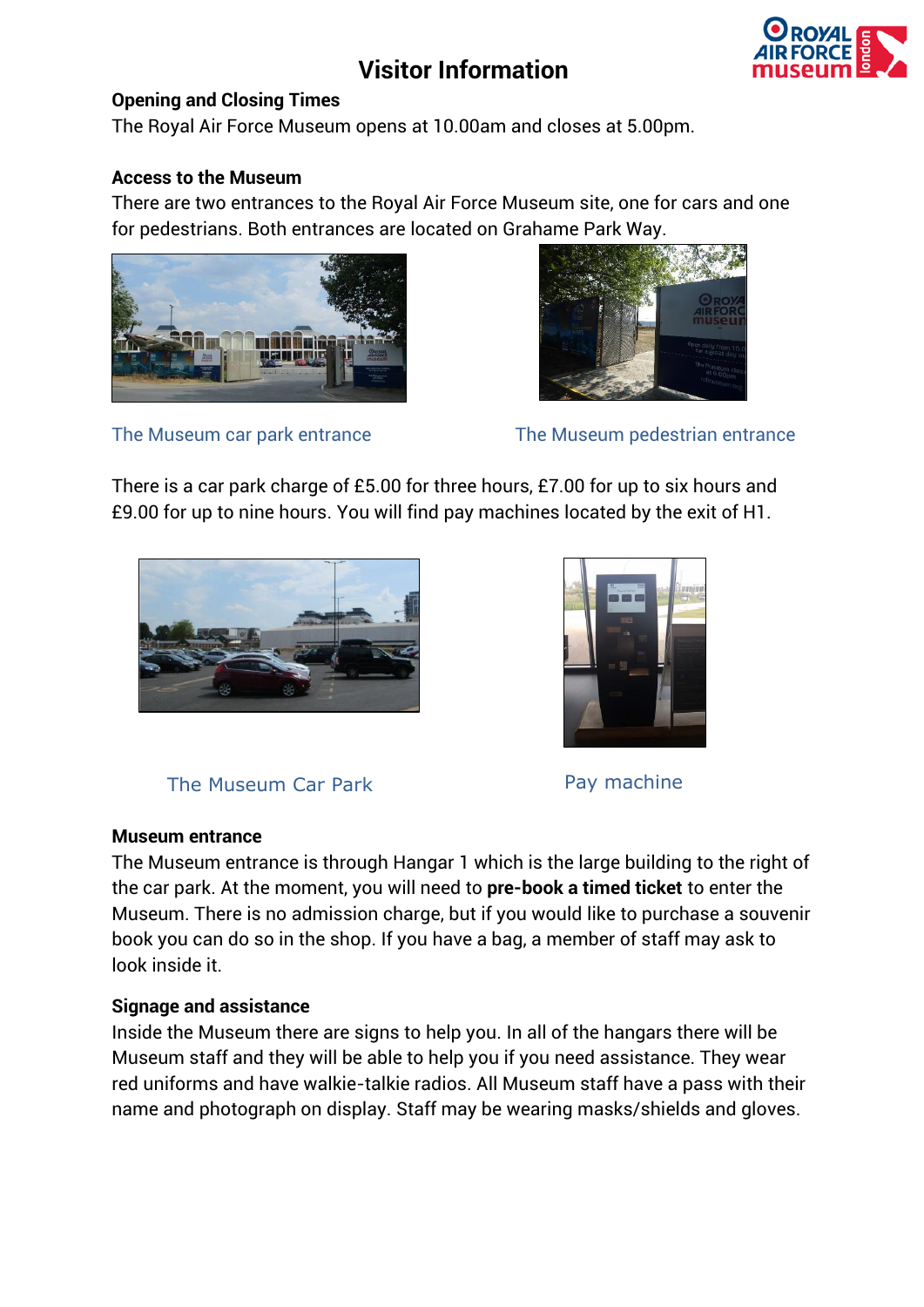# Visitor Information

**Opening and Closing Times**

The Royal Air Force Museum opens at 10.00am and closes at 5.00pm.

**Access to the Museum**

There are two entrances to the Royal Air Force Museum site, one for cars and one for pedestrians. Both entrances are located on Grahame Park Way.

The Museum car park entrance

The Museum pedestrian entrance

There is a car park charge of £5.00 for three hours, £7.00 for up to six hours and £9.00 for up to nine hours. You will find pay machines located by the exit of H1.

The Museum Car Park

Pay machine

**Museum entrance**

The Museum entrance is through Hangar 1 which is the large building to the right of the car park. At the moment, you will need to **pre-book a timed ticket** to enter the Museum. There is no admission charge, but if you would like to purchase a souvenir book you can do so in the shop. If you have a bag, a member of staff may ask to look inside it.

**Signage and assistance**

Inside the Museum there are signs to help you. In all of the hangars there will be Museum staff and they will be able to help you if you need assistance. They wear red uniforms and have walkie-talkie radios. All Museum staff have a pass with their name and photograph on display. Staff may be wearing masks/shields and gloves.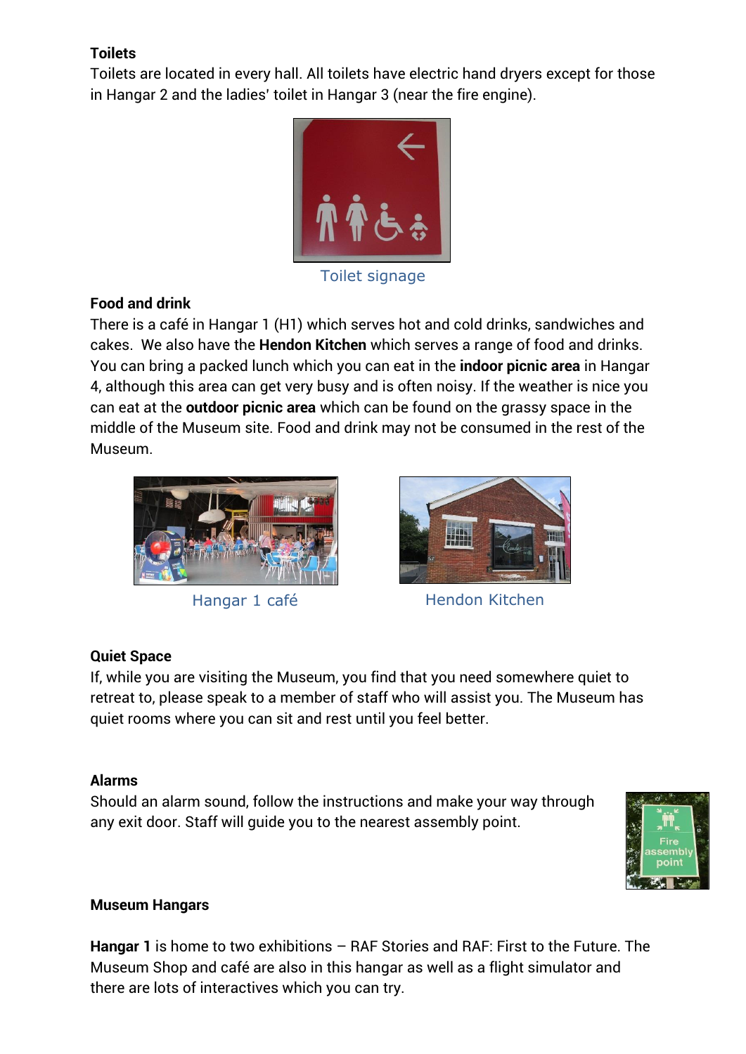**Toilets**

Toilets are located in every hall. All toilets have electric hand dryers except for those in Hangar 2 and the ladies' toilet in Hangar 3 (near the fire engine).

Toilet signage

**Food and drink**

There is a café in Hangar 1 (H1) which serves hot and cold drinks, sandwiches and cakes. We also have the **Hendon Kitchen** which serves a range of food and drinks. You can bring a packed lunch which you can eat in the **indoor picnic area** in Hangar 4, although this area can get very busy and is often noisy. If the weather is nice you can eat at the **outdoor picnic area** which can be found on the grassy space in the middle of the Museum site. Food and drink may not be consumed in the rest of the Museum.

Hangar 1 café

Hendon Kitchen

**Quiet Space**

If, while you are visiting the Museum, you find that you need somewhere quiet to retreat to, please speak to a member of staff who will assist you. The Museum has quiet rooms where you can sit and rest until you feel better.

**Alarms**

Should an alarm sound, follow the instructions and make your way through any exit door. Staff will guide you to the nearest assembly point.

**Museum Hangars**

**Hangar 1** is home to two exhibitions – RAF Stories and RAF: First to the Future. The Museum Shop and café are also in this hangar as well as a flight simulator and there are lots of interactives which you can try.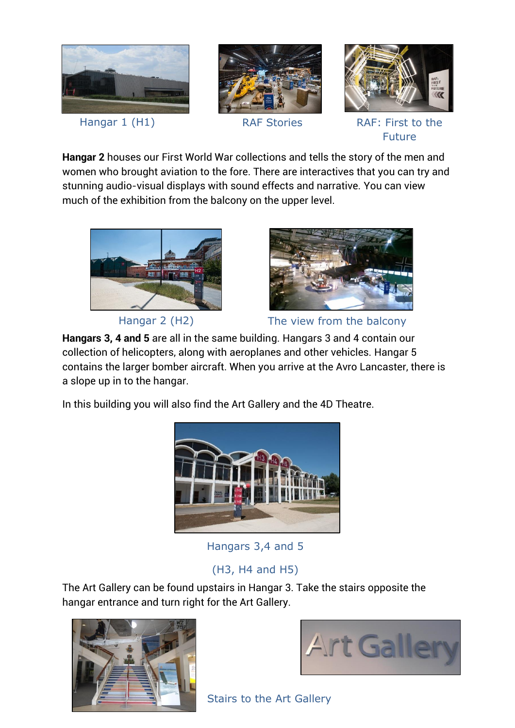Hangar 1 (H1)

RAF Stories

RAF: First to the Future

**Hangar 2** houses our First World War collections and tells the story of the men and women who brought aviation to the fore. There are interactives that you can try and stunning audio-visual displays with sound effects and narrative. You can view much of the exhibition from the balcony on the upper level.

Hangar 2 (H2)

The view from the balcony

**Hangars 3, 4 and 5** are all in the same building. Hangars 3 and 4 contain our collection of helicopters, along with aeroplanes and other vehicles. Hangar 5 contains the larger bomber aircraft. When you arrive at the Avro Lancaster, there is a slope up in to the hangar.

In this building you will also find the Art Gallery and the 4D Theatre.

Hangars 3,4 and 5

(H3, H4 and H5)

The Art Gallery can be found upstairs in Hangar 3. Take the stairs opposite the hangar entrance and turn right for the Art Gallery.

Stairs to the Art Gallery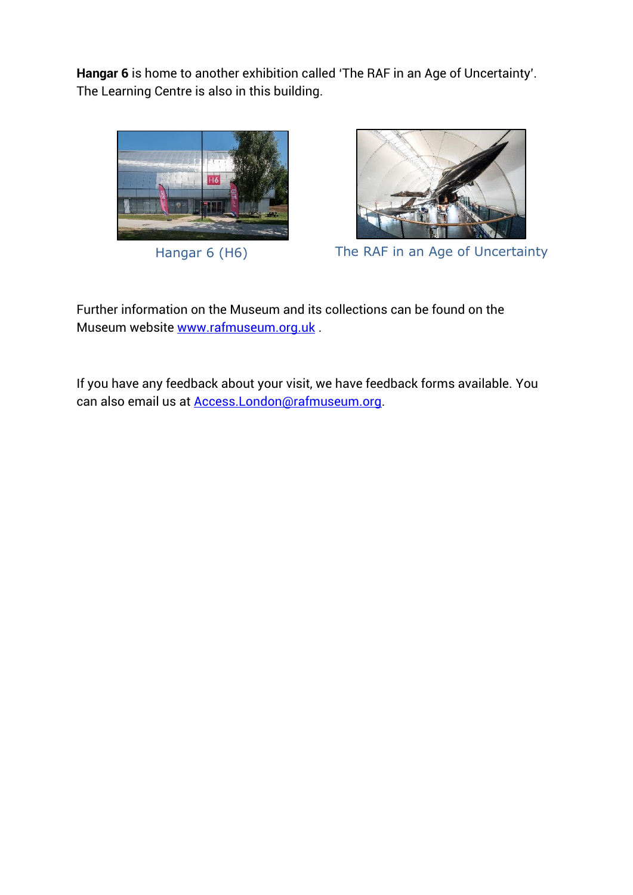**Hangar 6** is home to another exhibition called 'The RAF in an Age of Uncertainty'. The Learning Centre is also in this building.

Hangar 6 (H6)

The RAF in an Age of Uncertainty

Further information on the Museum and its collections can be found on the Museum website www.rafmuseum.org.uk .

If you have any feedback about your visit, we have feedback forms available. You can also email us at Access.London@rafmuseum.org.